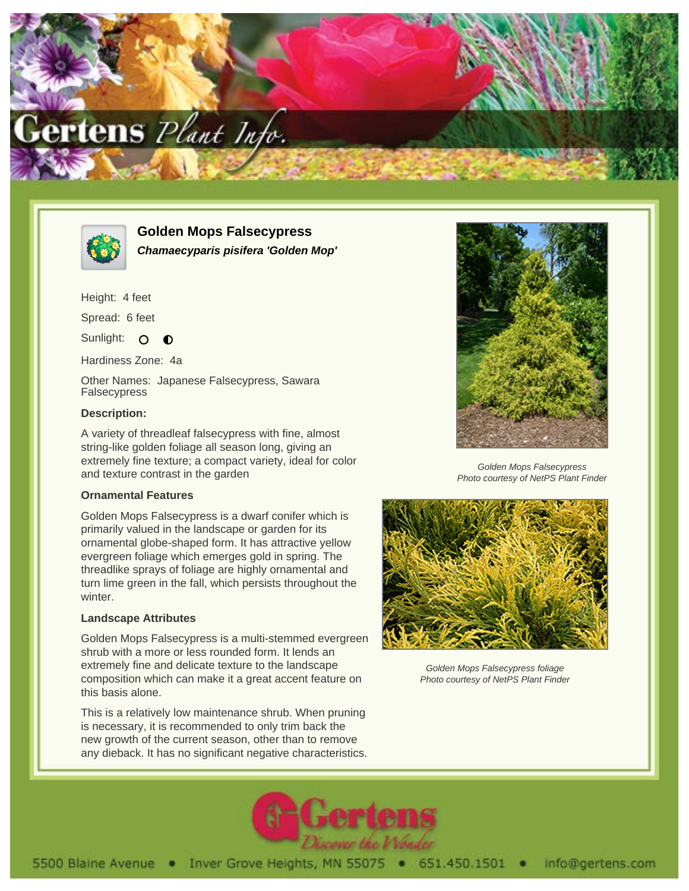# Golden Mops Falsecypress

***Chamaecyparis pisifera 'Golden Mop'***

Height: 4 feet

Spread: 6 feet

Sunlight: ○ ◐

Hardiness Zone: 4a

Other Names: Japanese Falsecypress, Sawara Falsecypress

**Description:**

A variety of threadleaf falsecypress with fine, almost string-like golden foliage all season long, giving an extremely fine texture; a compact variety, ideal for color and texture contrast in the garden

*Golden Mops Falsecypress*
*Photo courtesy of NetPS Plant Finder*

### Ornamental Features

Golden Mops Falsecypress is a dwarf conifer which is primarily valued in the landscape or garden for its ornamental globe-shaped form. It has attractive yellow evergreen foliage which emerges gold in spring. The threadlike sprays of foliage are highly ornamental and turn lime green in the fall, which persists throughout the winter.

*Golden Mops Falsecypress foliage*
*Photo courtesy of NetPS Plant Finder*

### Landscape Attributes

Golden Mops Falsecypress is a multi-stemmed evergreen shrub with a more or less rounded form. It lends an extremely fine and delicate texture to the landscape composition which can make it a great accent feature on this basis alone.

This is a relatively low maintenance shrub. When pruning is necessary, it is recommended to only trim back the new growth of the current season, other than to remove any dieback. It has no significant negative characteristics.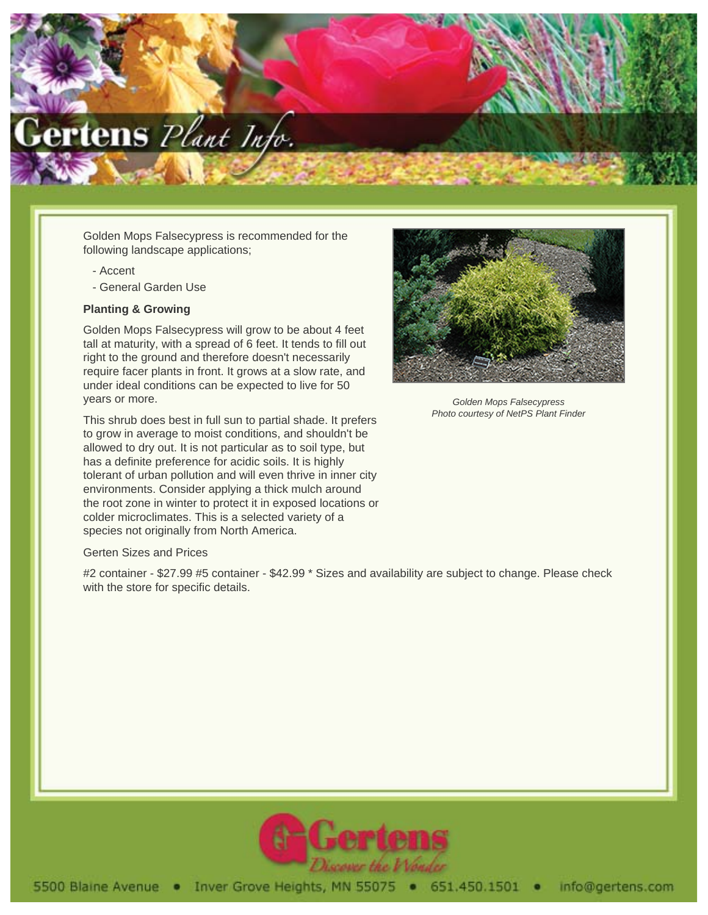Golden Mops Falsecypress is recommended for the following landscape applications;

- Accent
- General Garden Use

**Planting & Growing**

Golden Mops Falsecypress will grow to be about 4 feet tall at maturity, with a spread of 6 feet. It tends to fill out right to the ground and therefore doesn't necessarily require facer plants in front. It grows at a slow rate, and under ideal conditions can be expected to live for 50 years or more.

This shrub does best in full sun to partial shade. It prefers to grow in average to moist conditions, and shouldn't be allowed to dry out. It is not particular as to soil type, but has a definite preference for acidic soils. It is highly tolerant of urban pollution and will even thrive in inner city environments. Consider applying a thick mulch around the root zone in winter to protect it in exposed locations or colder microclimates. This is a selected variety of a species not originally from North America.

*Golden Mops Falsecypress*
*Photo courtesy of NetPS Plant Finder*

Gerten Sizes and Prices

#2 container - $27.99 #5 container - $42.99 * Sizes and availability are subject to change. Please check with the store for specific details.